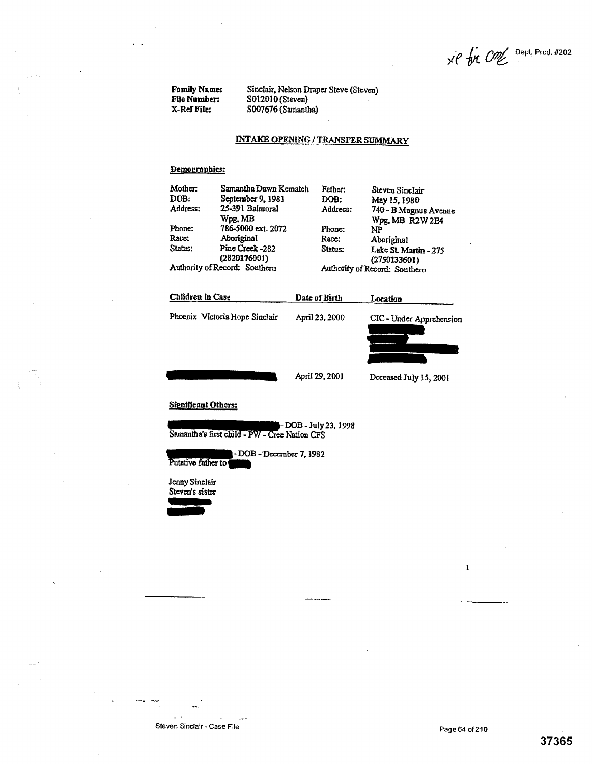xe fr CML Dept. Prod. #202

**Family Name:** Sinclair, Nelson Draper Steve (Steven)
**File Number:** S012010 (Steven)
**X-Ref File:** S007676 (Samantha)

## INTAKE OPENING / TRANSFER SUMMARY

### Demographics:

| Mother: | Samantha Dawn Kematch | Father: | Steven Sinclair |
|---|---|---|---|
| DOB: | September 9, 1981 | DOB: | May 15, 1980 |
| Address: | 25-391 Balmoral Wpg, MB | Address: | 740 - B Magnus Avenue Wpg, MB R2W 2E4 |
| Phone: | 786-5000 ext. 2072 | Phone: | NP |
| Race: | Aboriginal | Race: | Aboriginal |
| Status: | Pine Creek - 282 (2820176001) | Status: | Lake St. Martin - 275 (2750133601) |
| Authority of Record: Southern | | Authority of Record: Southern | |

| Children in Case | Date of Birth | Location |
|---|---|---|
| Phoenix Victoria Hope Sinclair | April 23, 2000 | CIC - Under Apprehension [redacted] |
| [redacted] | April 29, 2001 | Deceased July 15, 2001 |

### Significant Others:

[redacted] - DOB - July 23, 1998
Samantha's first child - PW - Cree Nation CFS

[redacted] - DOB - December 7, 1982
Putative father to [redacted]

Jenny Sinclair
Steven's sister
[redacted]

Steven Sinclair - Case File

37365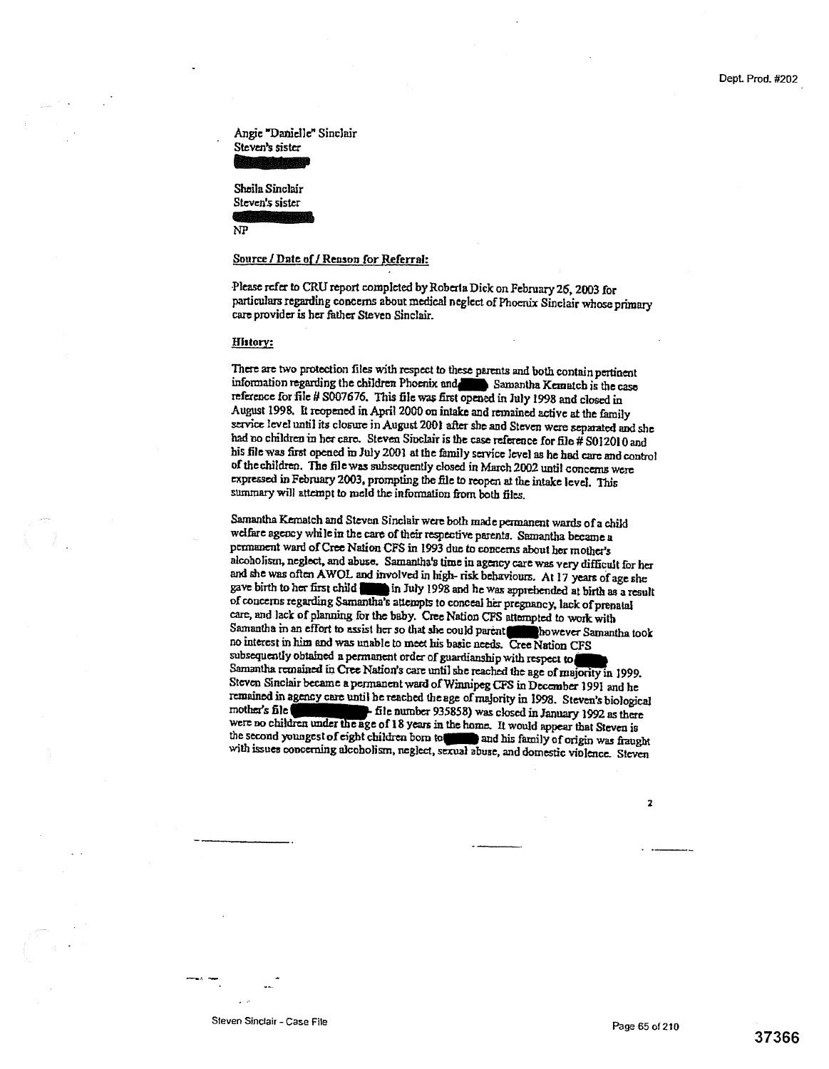Angie "Danielle" Sinclair
Steven's sister

Sheila Sinclair
Steven's sister

NP

**Source / Date of / Reason for Referral:**

Please refer to CRU report completed by Roberta Dick on February 26, 2003 for particulars regarding concerns about medical neglect of Phoenix Sinclair whose primary care provider is her father Steven Sinclair.

**History:**

There are two protection files with respect to these parents and both contain pertinent information regarding the children Phoenix and ██ Samantha Kematch is the case reference for file # S007676. This file was first opened in July 1998 and closed in August 1998. It reopened in April 2000 on intake and remained active at the family service level until its closure in August 2001 after she and Steven were separated and she had no children in her care. Steven Sinclair is the case reference for file # S012010 and his file was first opened in July 2001 at the family service level as he had care and control of the children. The file was subsequently closed in March 2002 until concerns were expressed in February 2003, prompting the file to reopen at the intake level. This summary will attempt to meld the information from both files.

Samantha Kematch and Steven Sinclair were both made permanent wards of a child welfare agency while in the care of their respective parents. Samantha became a permanent ward of Cree Nation CFS in 1993 due to concerns about her mother's alcoholism, neglect, and abuse. Samantha's time in agency care was very difficult for her and she was often AWOL and involved in high-risk behaviours. At 17 years of age she gave birth to her first child ██ in July 1998 and he was apprehended at birth as a result of concerns regarding Samantha's attempts to conceal her pregnancy, lack of prenatal care, and lack of planning for the baby. Cree Nation CFS attempted to work with Samantha in an effort to assist her so that she could parent ██ however Samantha took no interest in him and was unable to meet his basic needs. Cree Nation CFS subsequently obtained a permanent order of guardianship with respect to ██ Samantha remained in Cree Nation's care until she reached the age of majority in 1999. Steven Sinclair became a permanent ward of Winnipeg CFS in December 1991 and he remained in agency care until he reached the age of majority in 1998. Steven's biological mother's file (██ - file number 935858) was closed in January 1992 as there were no children under the age of 18 years in the home. It would appear that Steven is the second youngest of eight children born to ██ and his family of origin was fraught with issues concerning alcoholism, neglect, sexual abuse, and domestic violence. Steven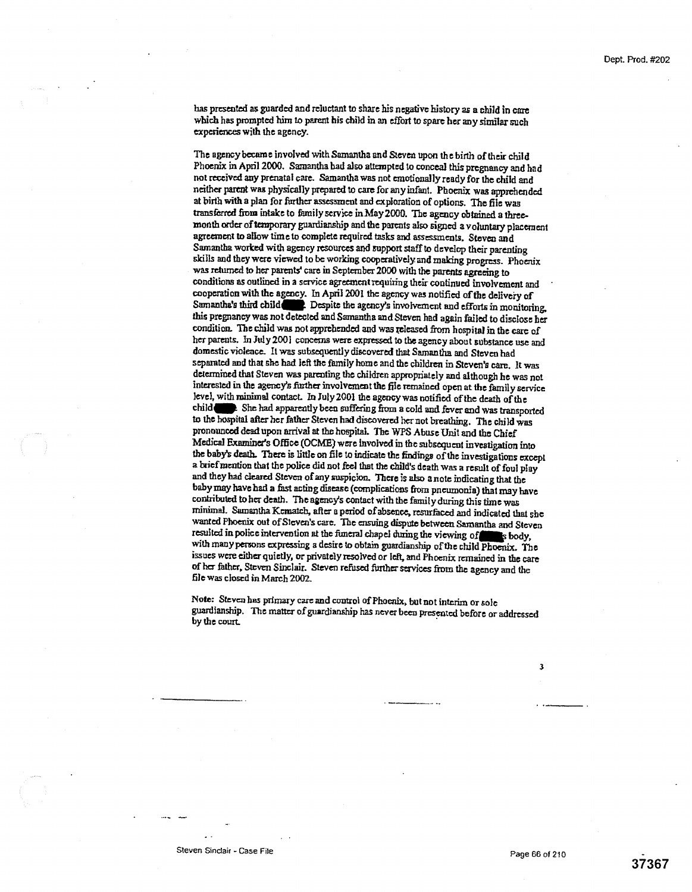has presented as guarded and reluctant to share his negative history as a child in care which has prompted him to parent his child in an effort to spare her any similar such experiences with the agency.

The agency became involved with Samantha and Steven upon the birth of their child Phoenix in April 2000. Samantha had also attempted to conceal this pregnancy and had not received any prenatal care. Samantha was not emotionally ready for the child and neither parent was physically prepared to care for any infant. Phoenix was apprehended at birth with a plan for further assessment and exploration of options. The file was transferred from intake to family service in May 2000. The agency obtained a three-month order of temporary guardianship and the parents also signed a voluntary placement agreement to allow time to complete required tasks and assessments. Steven and Samantha worked with agency resources and support staff to develop their parenting skills and they were viewed to be working cooperatively and making progress. Phoenix was returned to her parents' care in September 2000 with the parents agreeing to conditions as outlined in a service agreement requiring their continued involvement and cooperation with the agency. In April 2001 the agency was notified of the delivery of Samantha's third child ███. Despite the agency's involvement and efforts in monitoring, this pregnancy was not detected and Samantha and Steven had again failed to disclose her condition. The child was not apprehended and was released from hospital in the care of her parents. In July 2001 concerns were expressed to the agency about substance use and domestic violence. It was subsequently discovered that Samantha and Steven had separated and that she had left the family home and the children in Steven's care. It was determined that Steven was parenting the children appropriately and although he was not interested in the agency's further involvement the file remained open at the family service level, with minimal contact. In July 2001 the agency was notified of the death of the child ███. She had apparently been suffering from a cold and fever and was transported to the hospital after her father Steven had discovered her not breathing. The child was pronounced dead upon arrival at the hospital. The WPS Abuse Unit and the Chief Medical Examiner's Office (OCME) were involved in the subsequent investigation into the baby's death. There is little on file to indicate the findings of the investigations except a brief mention that the police did not feel that the child's death was a result of foul play and they had cleared Steven of any suspicion. There is also a note indicating that the baby may have had a fast acting disease (complications from pneumonia) that may have contributed to her death. The agency's contact with the family during this time was minimal. Samantha Kematch, after a period of absence, resurfaced and indicated that she wanted Phoenix out of Steven's care. The ensuing dispute between Samantha and Steven resulted in police intervention at the funeral chapel during the viewing of ███'s body, with many persons expressing a desire to obtain guardianship of the child Phoenix. The issues were either quietly, or privately resolved or left, and Phoenix remained in the care of her father, Steven Sinclair. Steven refused further services from the agency and the file was closed in March 2002.

**Note:** Steven has primary care and control of Phoenix, but not interim or sole guardianship. The matter of guardianship has never been presented before or addressed by the court.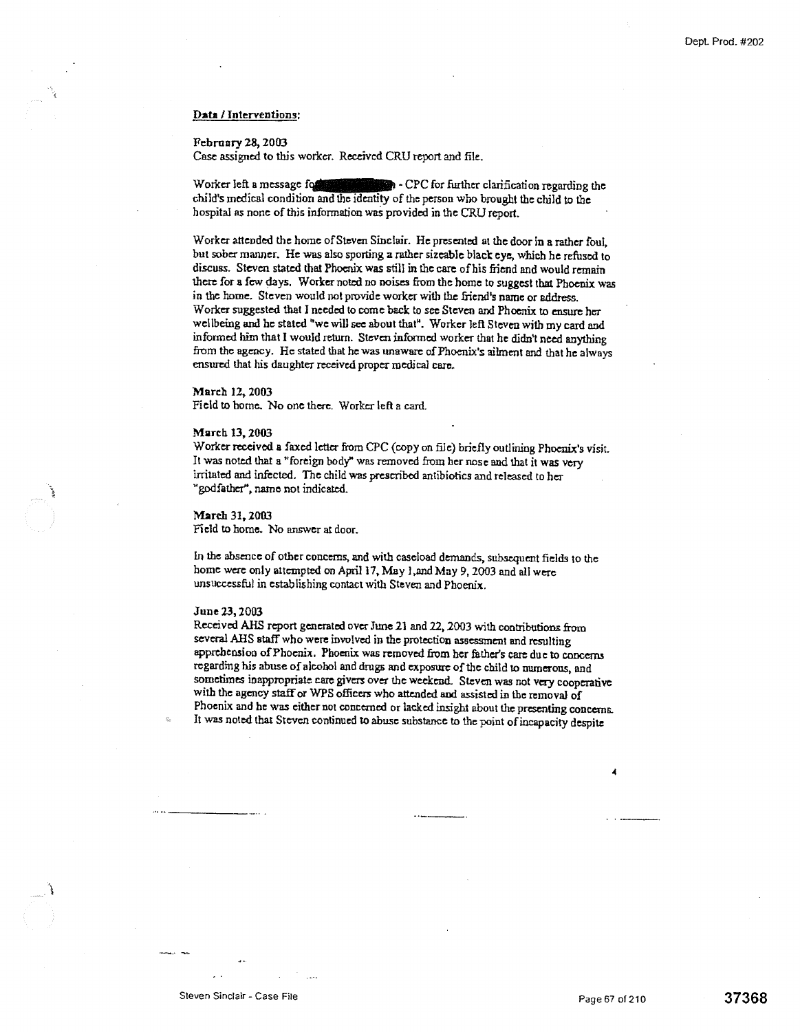## Data / Interventions:

**February 28, 2003**
Case assigned to this worker. Received CRU report and file.

Worker left a message fo[redacted] - CPC for further clarification regarding the child's medical condition and the identity of the person who brought the child to the hospital as none of this information was provided in the CRU report.

Worker attended the home of Steven Sinclair. He presented at the door in a rather foul, but sober manner. He was also sporting a rather sizeable black eye, which he refused to discuss. Steven stated that Phoenix was still in the care of his friend and would remain there for a few days. Worker noted no noises from the home to suggest that Phoenix was in the home. Steven would not provide worker with the friend's name or address. Worker suggested that I needed to come back to see Steven and Phoenix to ensure her wellbeing and he stated "we will see about that". Worker left Steven with my card and informed him that I would return. Steven informed worker that he didn't need anything from the agency. He stated that he was unaware of Phoenix's ailment and that he always ensured that his daughter received proper medical care.

**March 12, 2003**
Field to home. No one there. Worker left a card.

**March 13, 2003**
Worker received a faxed letter from CPC (copy on file) briefly outlining Phoenix's visit. It was noted that a "foreign body" was removed from her nose and that it was very irritated and infected. The child was prescribed antibiotics and released to her "godfather", name not indicated.

**March 31, 2003**
Field to home. No answer at door.

In the absence of other concerns, and with caseload demands, subsequent fields to the home were only attempted on April 17, May 1,and May 9, 2003 and all were unsuccessful in establishing contact with Steven and Phoenix.

**June 23, 2003**
Received AHS report generated over June 21 and 22, 2003 with contributions from several AHS staff who were involved in the protection assessment and resulting apprehension of Phoenix. Phoenix was removed from her father's care due to concerns regarding his abuse of alcohol and drugs and exposure of the child to numerous, and sometimes inappropriate care givers over the weekend. Steven was not very cooperative with the agency staff or WPS officers who attended and assisted in the removal of Phoenix and he was either not concerned or lacked insight about the presenting concerns. It was noted that Steven continued to abuse substance to the point of incapacity despite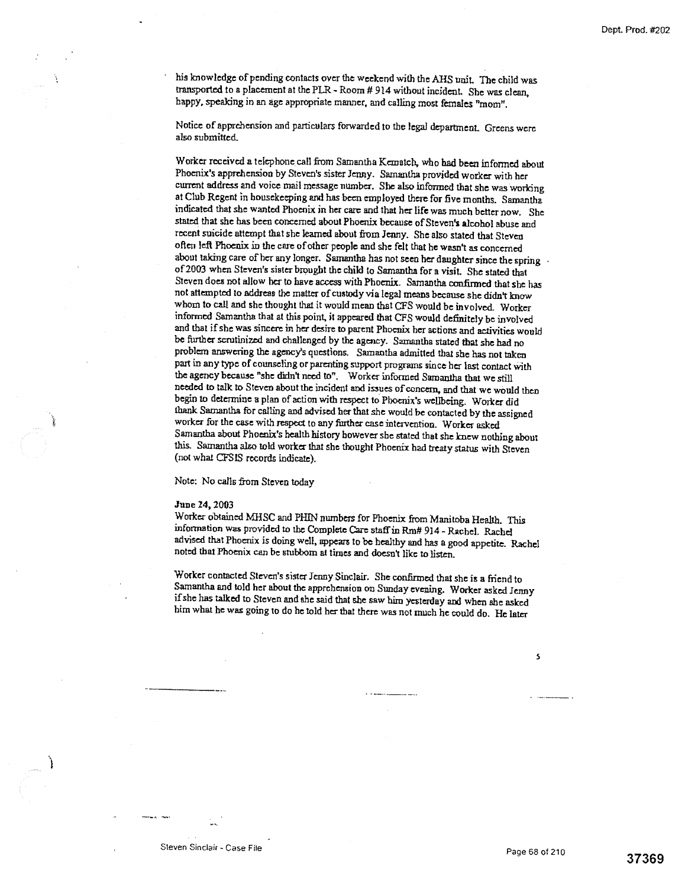his knowledge of pending contacts over the weekend with the AHS unit. The child was transported to a placement at the PLR - Room # 914 without incident. She was clean, happy, speaking in an age appropriate manner, and calling most females "mom".

Notice of apprehension and particulars forwarded to the legal department. Greens were also submitted.

Worker received a telephone call from Samantha Kematch, who had been informed about Phoenix's apprehension by Steven's sister Jenny. Samantha provided worker with her current address and voice mail message number. She also informed that she was working at Club Regent in housekeeping and has been employed there for five months. Samantha indicated that she wanted Phoenix in her care and that her life was much better now. She stated that she has been concerned about Phoenix because of Steven's alcohol abuse and recent suicide attempt that she learned about from Jenny. She also stated that Steven often left Phoenix in the care of other people and she felt that he wasn't as concerned about taking care of her any longer. Samantha has not seen her daughter since the spring of 2003 when Steven's sister brought the child to Samantha for a visit. She stated that Steven does not allow her to have access with Phoenix. Samantha confirmed that she has not attempted to address the matter of custody via legal means because she didn't know whom to call and she thought that it would mean that CFS would be involved. Worker informed Samantha that at this point, it appeared that CFS would definitely be involved and that if she was sincere in her desire to parent Phoenix her actions and activities would be further scrutinized and challenged by the agency. Samantha stated that she had no problem answering the agency's questions. Samantha admitted that she has not taken part in any type of counseling or parenting support programs since her last contact with the agency because "she didn't need to". Worker informed Samantha that we still needed to talk to Steven about the incident and issues of concern, and that we would then begin to determine a plan of action with respect to Phoenix's wellbeing. Worker did thank Samantha for calling and advised her that she would be contacted by the assigned worker for the case with respect to any further case intervention. Worker asked Samantha about Phoenix's health history however she stated that she knew nothing about this. Samantha also told worker that she thought Phoenix had treaty status with Steven (not what CFSIS records indicate).

Note: No calls from Steven today

**June 24, 2003**

Worker obtained MHSC and PHIN numbers for Phoenix from Manitoba Health. This information was provided to the Complete Care staff in Rm# 914 - Rachel. Rachel advised that Phoenix is doing well, appears to be healthy and has a good appetite. Rachel noted that Phoenix can be stubborn at times and doesn't like to listen.

Worker contacted Steven's sister Jenny Sinclair. She confirmed that she is a friend to Samantha and told her about the apprehension on Sunday evening. Worker asked Jenny if she has talked to Steven and she said that she saw him yesterday and when she asked him what he was going to do he told her that there was not much he could do. He later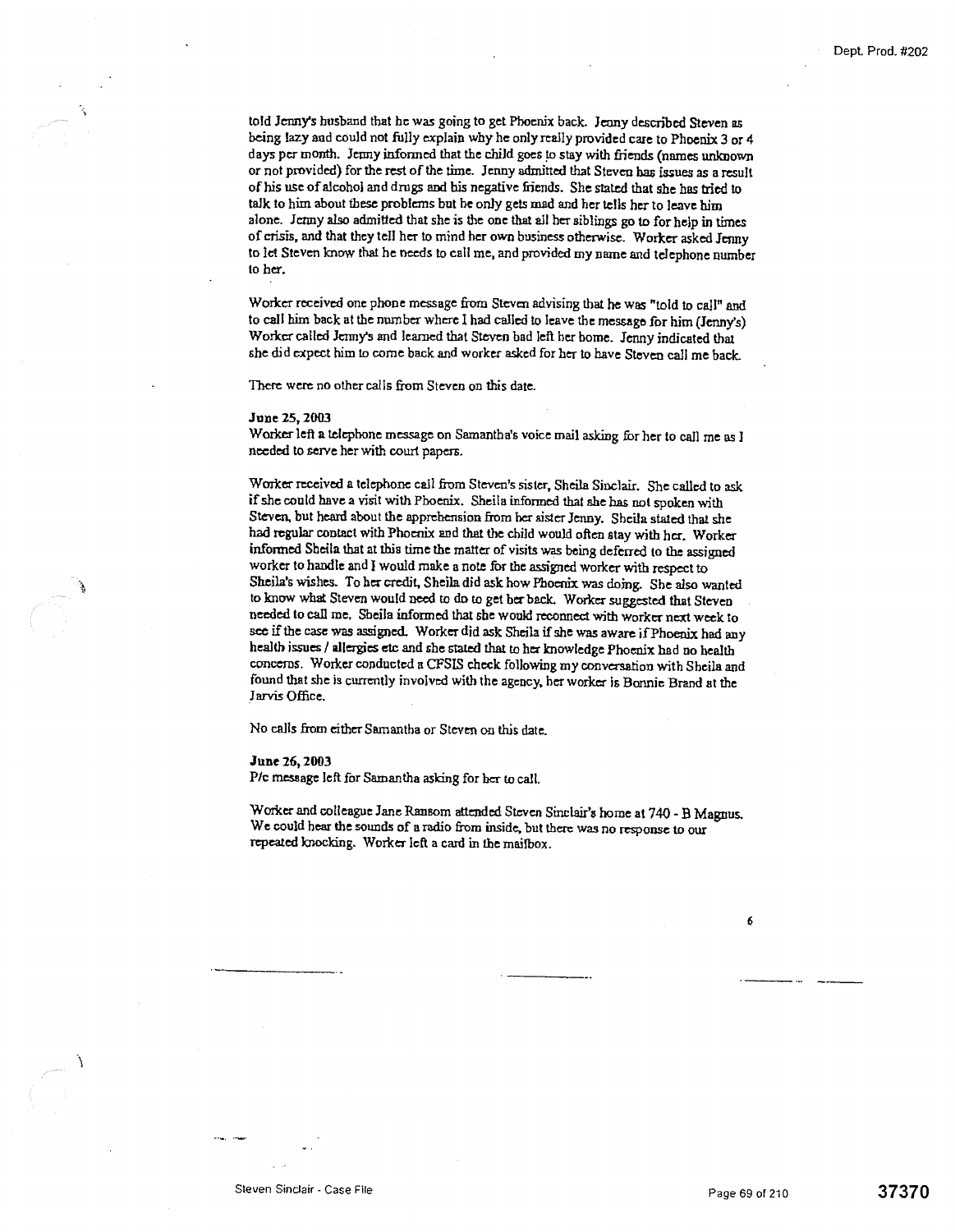told Jenny's husband that he was going to get Phoenix back. Jenny described Steven as being lazy and could not fully explain why he only really provided care to Phoenix 3 or 4 days per month. Jenny informed that the child goes to stay with friends (names unknown or not provided) for the rest of the time. Jenny admitted that Steven has issues as a result of his use of alcohol and drugs and his negative friends. She stated that she has tried to talk to him about these problems but he only gets mad and her tells her to leave him alone. Jenny also admitted that she is the one that all her siblings go to for help in times of crisis, and that they tell her to mind her own business otherwise. Worker asked Jenny to let Steven know that he needs to call me, and provided my name and telephone number to her.

Worker received one phone message from Steven advising that he was "told to call" and to call him back at the number where I had called to leave the message for him (Jenny's) Worker called Jenny's and learned that Steven had left her home. Jenny indicated that she did expect him to come back and worker asked for her to have Steven call me back.

There were no other calls from Steven on this date.

**June 25, 2003**
Worker left a telephone message on Samantha's voice mail asking for her to call me as I needed to serve her with court papers.

Worker received a telephone call from Steven's sister, Sheila Sinclair. She called to ask if she could have a visit with Phoenix. Sheila informed that she has not spoken with Steven, but heard about the apprehension from her sister Jenny. Sheila stated that she had regular contact with Phoenix and that the child would often stay with her. Worker informed Sheila that at this time the matter of visits was being deferred to the assigned worker to handle and I would make a note for the assigned worker with respect to Sheila's wishes. To her credit, Sheila did ask how Phoenix was doing. She also wanted to know what Steven would need to do to get her back. Worker suggested that Steven needed to call me. Sheila informed that she would reconnect with worker next week to see if the case was assigned. Worker did ask Sheila if she was aware if Phoenix had any health issues / allergies etc and she stated that to her knowledge Phoenix had no health concerns. Worker conducted a CFSIS check following my conversation with Sheila and found that she is currently involved with the agency, her worker is Bonnie Brand at the Jarvis Office.

No calls from either Samantha or Steven on this date.

**June 26, 2003**
P/c message left for Samantha asking for her to call.

Worker and colleague Jane Ransom attended Steven Sinclair's home at 740 - B Magnus. We could hear the sounds of a radio from inside, but there was no response to our repeated knocking. Worker left a card in the mailbox.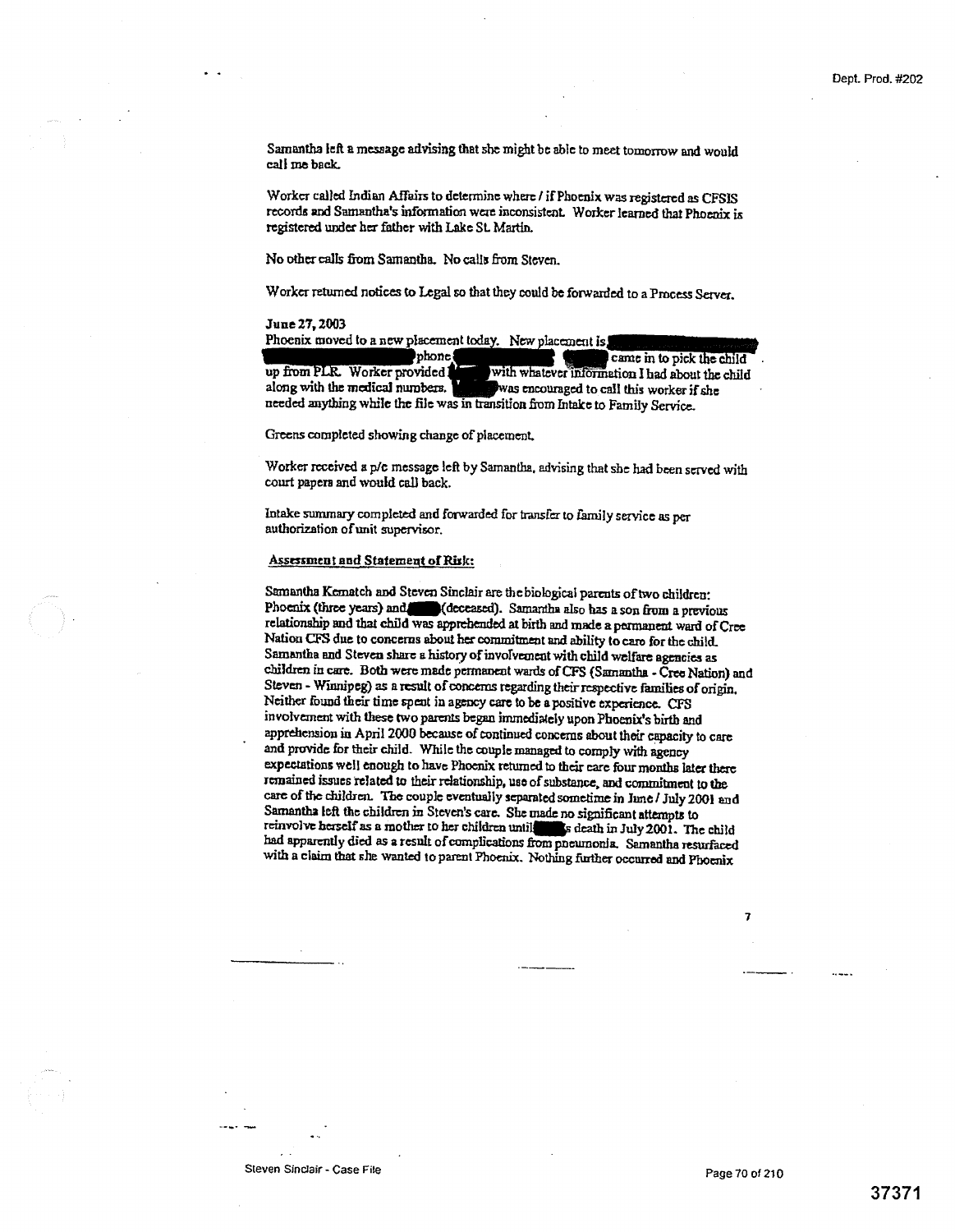Samantha left a message advising that she might be able to meet tomorrow and would call me back.

Worker called Indian Affairs to determine where / if Phoenix was registered as CFSIS records and Samantha's information were inconsistent. Worker learned that Phoenix is registered under her father with Lake St. Martin.

No other calls from Samantha. No calls from Steven.

Worker returned notices to Legal so that they could be forwarded to a Process Server.

**June 27, 2003**

Phoenix moved to a new placement today. New placement is ████████ ████████ phone ████████ ████ came in to pick the child up from PLR. Worker provided ████ with whatever information I had about the child along with the medical numbers. ████ was encouraged to call this worker if she needed anything while the file was in transition from Intake to Family Service.

Greens completed showing change of placement.

Worker received a p/c message left by Samantha, advising that she had been served with court papers and would call back.

Intake summary completed and forwarded for transfer to family service as per authorization of unit supervisor.

**Assessment and Statement of Risk:**

Samantha Kematch and Steven Sinclair are the biological parents of two children: Phoenix (three years) and ████ (deceased). Samantha also has a son from a previous relationship and that child was apprehended at birth and made a permanent ward of Cree Nation CFS due to concerns about her commitment and ability to care for the child. Samantha and Steven share a history of involvement with child welfare agencies as children in care. Both were made permanent wards of CFS (Samantha - Cree Nation) and Steven - Winnipeg) as a result of concerns regarding their respective families of origin. Neither found their time spent in agency care to be a positive experience. CFS involvement with these two parents began immediately upon Phoenix's birth and apprehension in April 2000 because of continued concerns about their capacity to care and provide for their child. While the couple managed to comply with agency expectations well enough to have Phoenix returned to their care four months later there remained issues related to their relationship, use of substance, and commitment to the care of the children. The couple eventually separated sometime in June / July 2001 and Samantha left the children in Steven's care. She made no significant attempts to reinvolve herself as a mother to her children until ████'s death in July 2001. The child had apparently died as a result of complications from pneumonia. Samantha resurfaced with a claim that she wanted to parent Phoenix. Nothing further occurred and Phoenix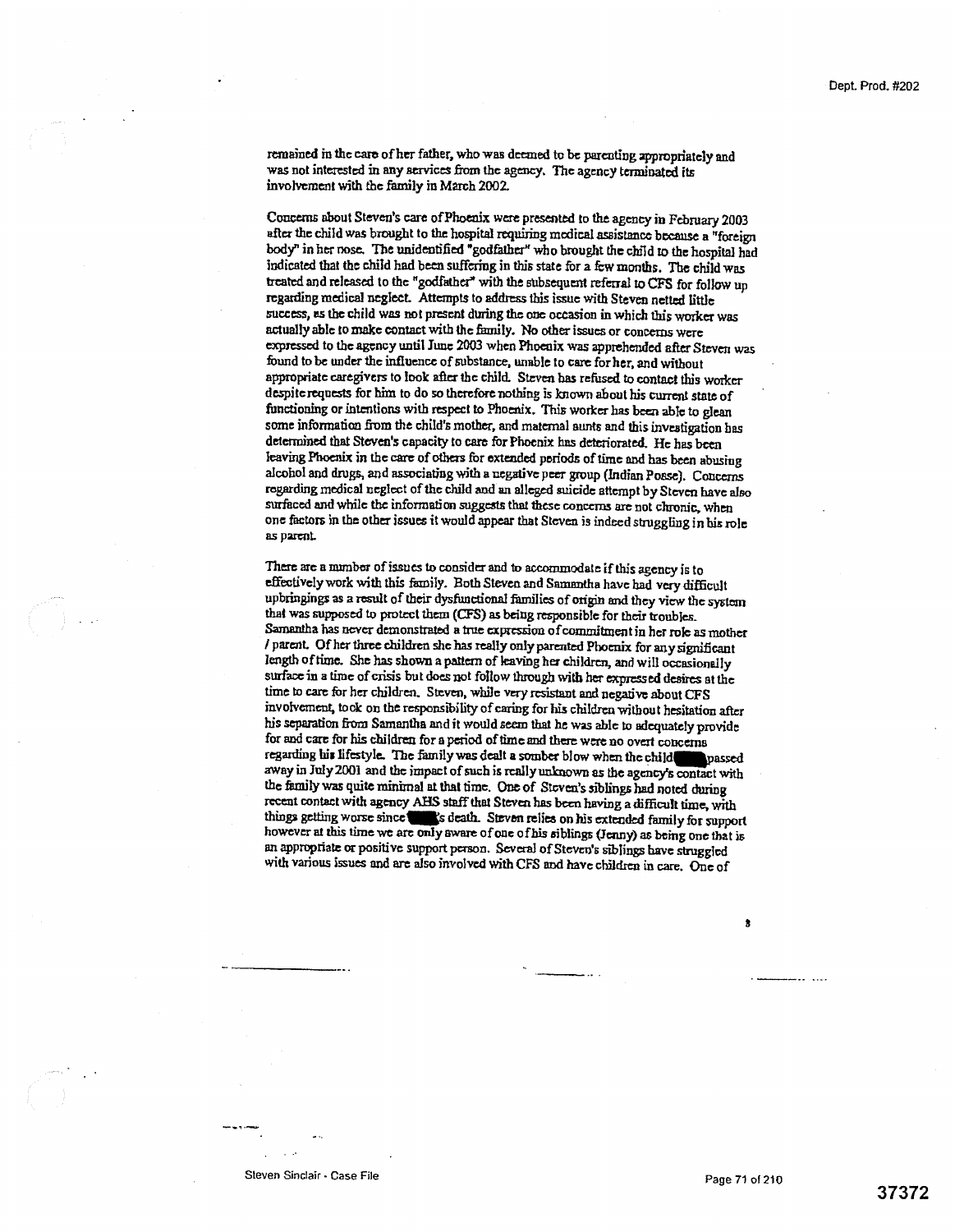remained in the care of her father, who was deemed to be parenting appropriately and was not interested in any services from the agency. The agency terminated its involvement with the family in March 2002.

Concerns about Steven's care of Phoenix were presented to the agency in February 2003 after the child was brought to the hospital requiring medical assistance because a "foreign body" in her nose. The unidentified "godfather" who brought the child to the hospital had indicated that the child had been suffering in this state for a few months. The child was treated and released to the "godfather" with the subsequent referral to CFS for follow up regarding medical neglect. Attempts to address this issue with Steven netted little success, as the child was not present during the one occasion in which this worker was actually able to make contact with the family. No other issues or concerns were expressed to the agency until June 2003 when Phoenix was apprehended after Steven was found to be under the influence of substance, unable to care for her, and without appropriate caregivers to look after the child. Steven has refused to contact this worker despite requests for him to do so therefore nothing is known about his current state of functioning or intentions with respect to Phoenix. This worker has been able to glean some information from the child's mother, and maternal aunts and this investigation has determined that Steven's capacity to care for Phoenix has deteriorated. He has been leaving Phoenix in the care of others for extended periods of time and has been abusing alcohol and drugs, and associating with a negative peer group (Indian Posse). Concerns regarding medical neglect of the child and an alleged suicide attempt by Steven have also surfaced and while the information suggests that these concerns are not chronic, when one factors in the other issues it would appear that Steven is indeed struggling in his role as parent.

There are a number of issues to consider and to accommodate if this agency is to effectively work with this family. Both Steven and Samantha have had very difficult upbringings as a result of their dysfunctional families of origin and they view the system that was supposed to protect them (CFS) as being responsible for their troubles. Samantha has never demonstrated a true expression of commitment in her role as mother / parent. Of her three children she has really only parented Phoenix for any significant length of time. She has shown a pattern of leaving her children, and will occasionally surface in a time of crisis but does not follow through with her expressed desires at the time to care for her children. Steven, while very resistant and negative about CFS involvement, took on the responsibility of caring for his children without hesitation after his separation from Samantha and it would seem that he was able to adequately provide for and care for his children for a period of time and there were no overt concerns regarding his lifestyle. The family was dealt a somber blow when the child ████ passed away in July 2001 and the impact of such is really unknown as the agency's contact with the family was quite minimal at that time. One of Steven's siblings had noted during recent contact with agency AHS staff that Steven has been having a difficult time, with things getting worse since ████'s death. Steven relies on his extended family for support however at this time we are only aware of one of his siblings (Jenny) as being one that is an appropriate or positive support person. Several of Steven's siblings have struggled with various issues and are also involved with CFS and have children in care. One of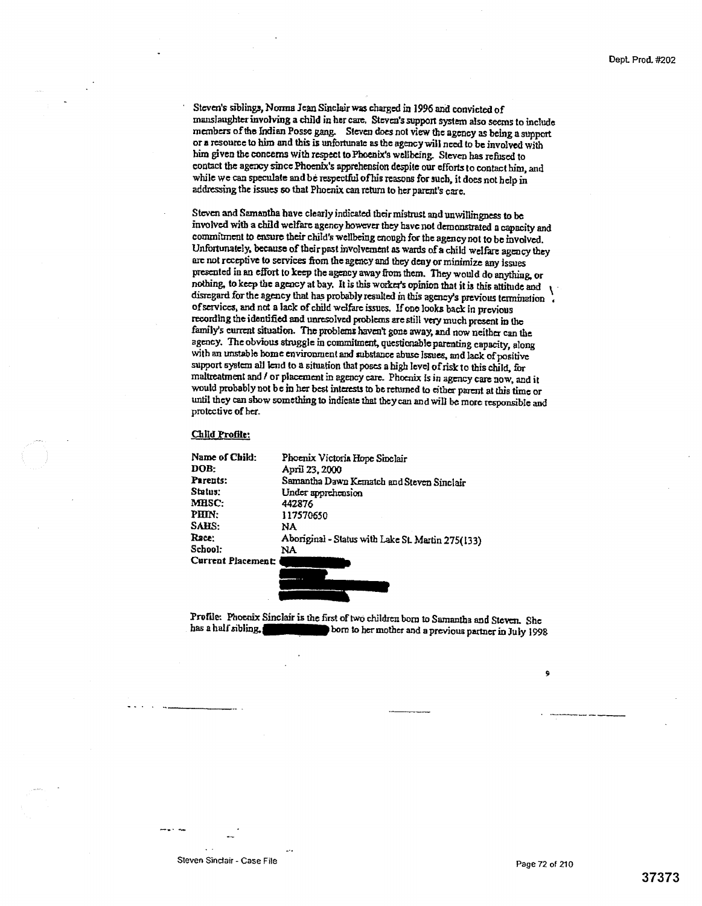Steven's siblings, Norma Jean Sinclair was charged in 1996 and convicted of manslaughter involving a child in her care. Steven's support system also seems to include members of the Indian Posse gang. Steven does not view the agency as being a support or a resource to him and this is unfortunate as the agency will need to be involved with him given the concerns with respect to Phoenix's wellbeing. Steven has refused to contact the agency since Phoenix's apprehension despite our efforts to contact him, and while we can speculate and be respectful of his reasons for such, it does not help in addressing the issues so that Phoenix can return to her parent's care.

Steven and Samantha have clearly indicated their mistrust and unwillingness to be involved with a child welfare agency however they have not demonstrated a capacity and commitment to ensure their child's wellbeing enough for the agency not to be involved. Unfortunately, because of their past involvement as wards of a child welfare agency they are not receptive to services from the agency and they deny or minimize any issues presented in an effort to keep the agency away from them. They would do anything, or nothing, to keep the agency at bay. It is this worker's opinion that it is this attitude and disregard for the agency that has probably resulted in this agency's previous termination of services, and not a lack of child welfare issues. If one looks back in previous recording the identified and unresolved problems are still very much present in the family's current situation. The problems haven't gone away, and now neither can the agency. The obvious struggle in commitment, questionable parenting capacity, along with an unstable home environment and substance abuse Issues, and lack of positive support system all lend to a situation that poses a high level of risk to this child, for maltreatment and / or placement in agency care. Phoenix is in agency care now, and it would probably not be in her best interests to be returned to either parent at this time or until they can show something to indicate that they can and will be more responsible and protective of her.

**Child Profile:**

| | |
|---|---|
| **Name of Child:** | Phoenix Victoria Hope Sinclair |
| **DOB:** | April 23, 2000 |
| **Parents:** | Samantha Dawn Kematch and Steven Sinclair |
| **Status:** | Under apprehension |
| **MHSC:** | 442876 |
| **PHIN:** | 117570650 |
| **SAHS:** | NA |
| **Race:** | Aboriginal - Status with Lake St. Martin 275(133) |
| **School:** | NA |
| **Current Placement:** | [redacted] |

Profile: Phoenix Sinclair is the first of two children born to Samantha and Steven. She has a half sibling, [redacted] born to her mother and a previous partner in July 1998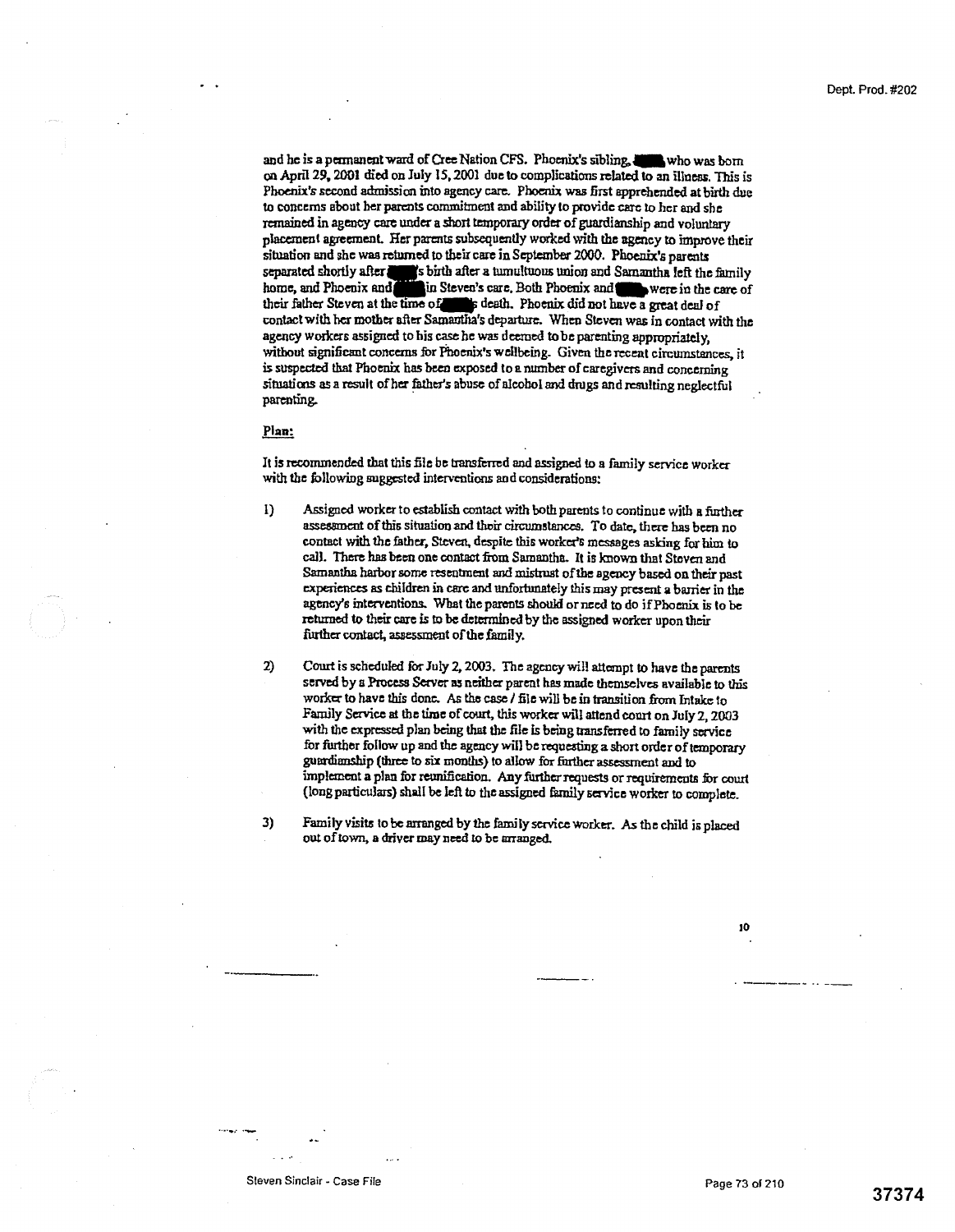and he is a permanent ward of Cree Nation CFS. Phoenix's sibling, ████ who was born on April 29, 2001 died on July 15, 2001 due to complications related to an illness. This is Phoenix's second admission into agency care. Phoenix was first apprehended at birth due to concerns about her parents commitment and ability to provide care to her and she remained in agency care under a short temporary order of guardianship and voluntary placement agreement. Her parents subsequently worked with the agency to improve their situation and she was returned to their care in September 2000. Phoenix's parents separated shortly after ████'s birth after a tumultuous union and Samantha left the family home, and Phoenix and ████ in Steven's care. Both Phoenix and ████ were in the care of their father Steven at the time of ████'s death. Phoenix did not have a great deal of contact with her mother after Samantha's departure. When Steven was in contact with the agency workers assigned to his case he was deemed to be parenting appropriately, without significant concerns for Phoenix's wellbeing. Given the recent circumstances, it is suspected that Phoenix has been exposed to a number of caregivers and concerning situations as a result of her father's abuse of alcohol and drugs and resulting neglectful parenting.

**Plan:**

It is recommended that this file be transferred and assigned to a family service worker with the following suggested interventions and considerations:

1) Assigned worker to establish contact with both parents to continue with a further assessment of this situation and their circumstances. To date, there has been no contact with the father, Steven, despite this worker's messages asking for him to call. There has been one contact from Samantha. It is known that Steven and Samantha harbor some resentment and mistrust of the agency based on their past experiences as children in care and unfortunately this may present a barrier in the agency's interventions. What the parents should or need to do if Phoenix is to be returned to their care is to be determined by the assigned worker upon their further contact, assessment of the family.

2) Court is scheduled for July 2, 2003. The agency will attempt to have the parents served by a Process Server as neither parent has made themselves available to this worker to have this done. As the case / file will be in transition from Intake to Family Service at the time of court, this worker will attend court on July 2, 2003 with the expressed plan being that the file is being transferred to family service for further follow up and the agency will be requesting a short order of temporary guardianship (three to six months) to allow for further assessment and to implement a plan for reunification. Any further requests or requirements for court (long particulars) shall be left to the assigned family service worker to complete.

3) Family visits to be arranged by the family service worker. As the child is placed out of town, a driver may need to be arranged.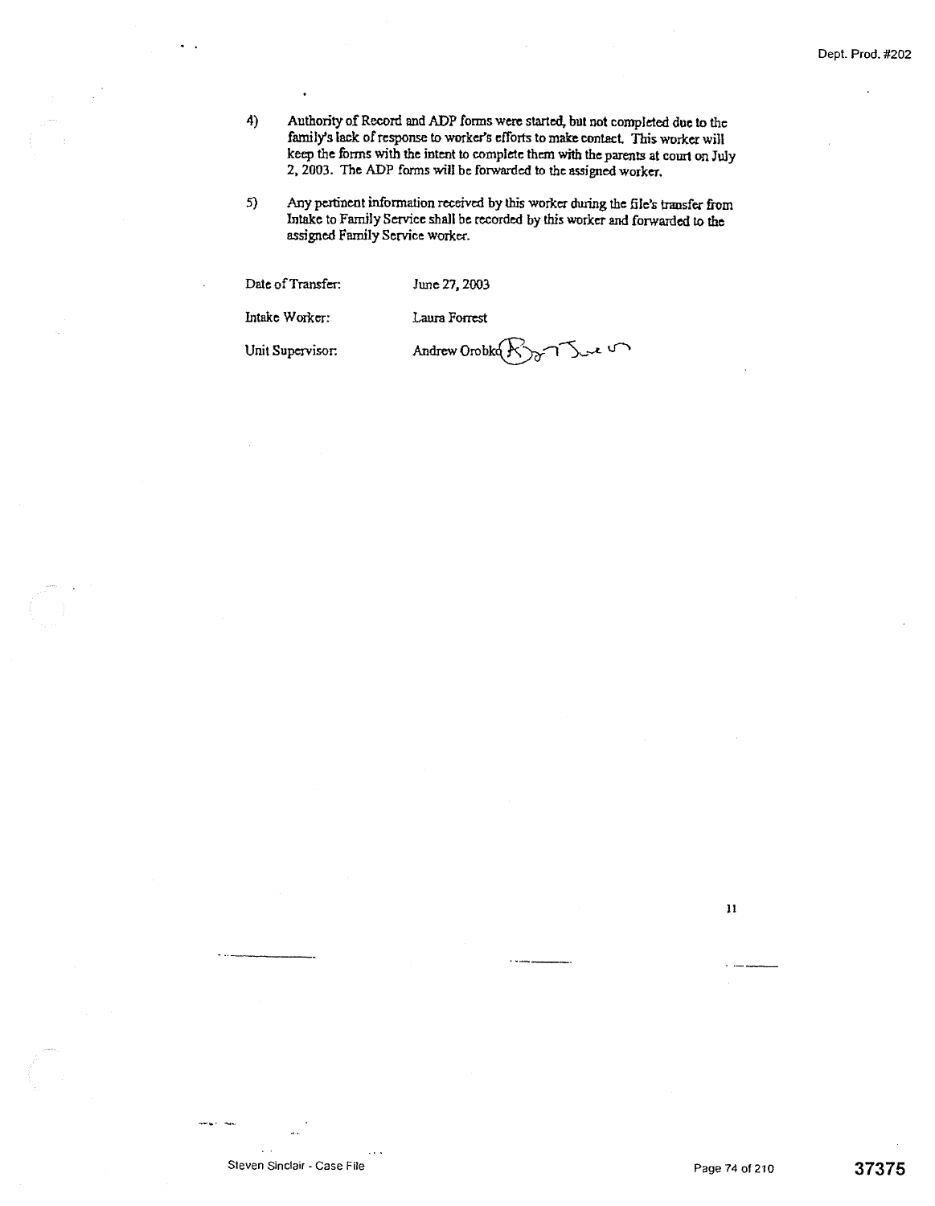4) Authority of Record and ADP forms were started, but not completed due to the family's lack of response to worker's efforts to make contact. This worker will keep the forms with the intent to complete them with the parents at court on July 2, 2003. The ADP forms will be forwarded to the assigned worker.

5) Any pertinent information received by this worker during the file's transfer from Intake to Family Service shall be recorded by this worker and forwarded to the assigned Family Service worker.

Date of Transfer: June 27, 2003

Intake Worker: Laura Forrest

Unit Supervisor: Andrew Orobko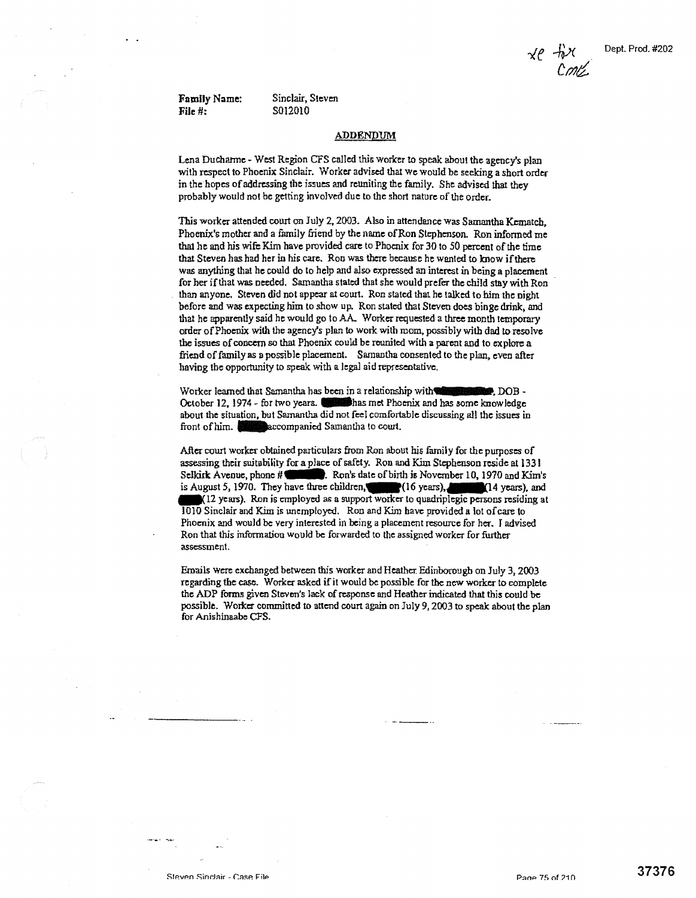xe fix Cmt

Dept. Prod. #202

**Family Name:** Sinclair, Steven
**File #:** S012010

## ADDENDUM

Lena Ducharme - West Region CFS called this worker to speak about the agency's plan with respect to Phoenix Sinclair. Worker advised that we would be seeking a short order in the hopes of addressing the issues and reuniting the family. She advised that they probably would not be getting involved due to the short nature of the order.

This worker attended court on July 2, 2003. Also in attendance was Samantha Kematch, Phoenix's mother and a family friend by the name of Ron Stephenson. Ron informed me that he and his wife Kim have provided care to Phoenix for 30 to 50 percent of the time that Steven has had her in his care. Ron was there because he wanted to know if there was anything that he could do to help and also expressed an interest in being a placement for her if that was needed. Samantha stated that she would prefer the child stay with Ron than anyone. Steven did not appear at court. Ron stated that he talked to him the night before and was expecting him to show up. Ron stated that Steven does binge drink, and that he apparently said he would go to AA. Worker requested a three month temporary order of Phoenix with the agency's plan to work with mom, possibly with dad to resolve the issues of concern so that Phoenix could be reunited with a parent and to explore a friend of family as a possible placement. Samantha consented to the plan, even after having the opportunity to speak with a legal aid representative.

Worker learned that Samantha has been in a relationship with ██████, DOB - October 12, 1974 - for two years. ████ has met Phoenix and has some knowledge about the situation, but Samantha did not feel comfortable discussing all the issues in front of him. ████ accompanied Samantha to court.

After court worker obtained particulars from Ron about his family for the purposes of assessing their suitability for a place of safety. Ron and Kim Stephenson reside at 1331 Selkirk Avenue, phone # ████. Ron's date of birth is November 10, 1970 and Kim's is August 5, 1970. They have three children, ████ (16 years), ████ (14 years), and ████ (12 years). Ron is employed as a support worker to quadriplegic persons residing at 1010 Sinclair and Kim is unemployed. Ron and Kim have provided a lot of care to Phoenix and would be very interested in being a placement resource for her. I advised Ron that this information would be forwarded to the assigned worker for further assessment.

Emails were exchanged between this worker and Heather Edinborough on July 3, 2003 regarding the case. Worker asked if it would be possible for the new worker to complete the ADP forms given Steven's lack of response and Heather indicated that this could be possible. Worker committed to attend court again on July 9, 2003 to speak about the plan for Anishinaabe CFS.

37376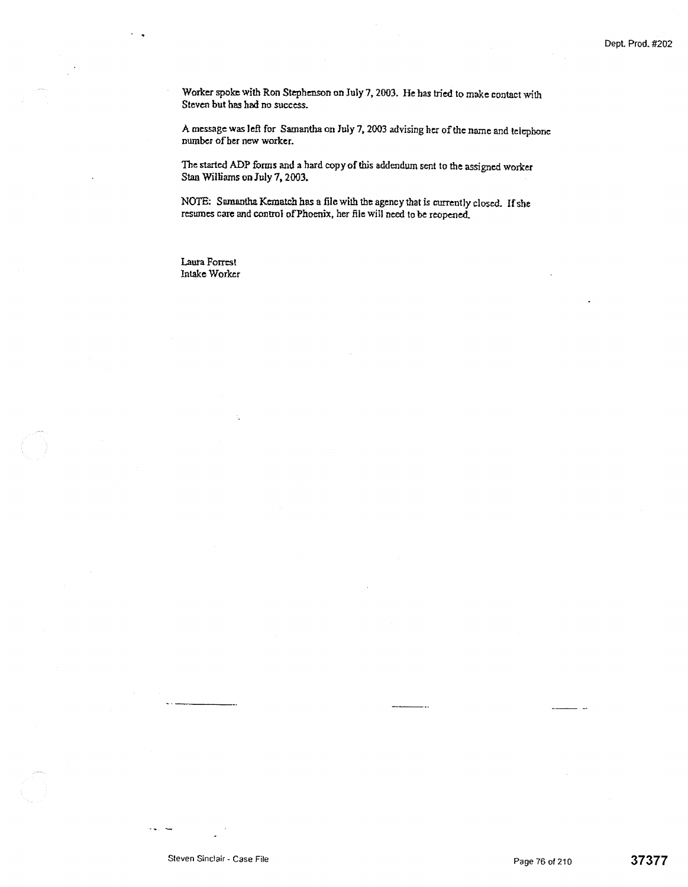Worker spoke with Ron Stephenson on July 7, 2003. He has tried to make contact with Steven but has had no success.

A message was left for Samantha on July 7, 2003 advising her of the name and telephone number of her new worker.

The started ADP forms and a hard copy of this addendum sent to the assigned worker Stan Williams on July 7, 2003.

NOTE: Samantha Kematch has a file with the agency that is currently closed. If she resumes care and control of Phoenix, her file will need to be reopened.

Laura Forrest
Intake Worker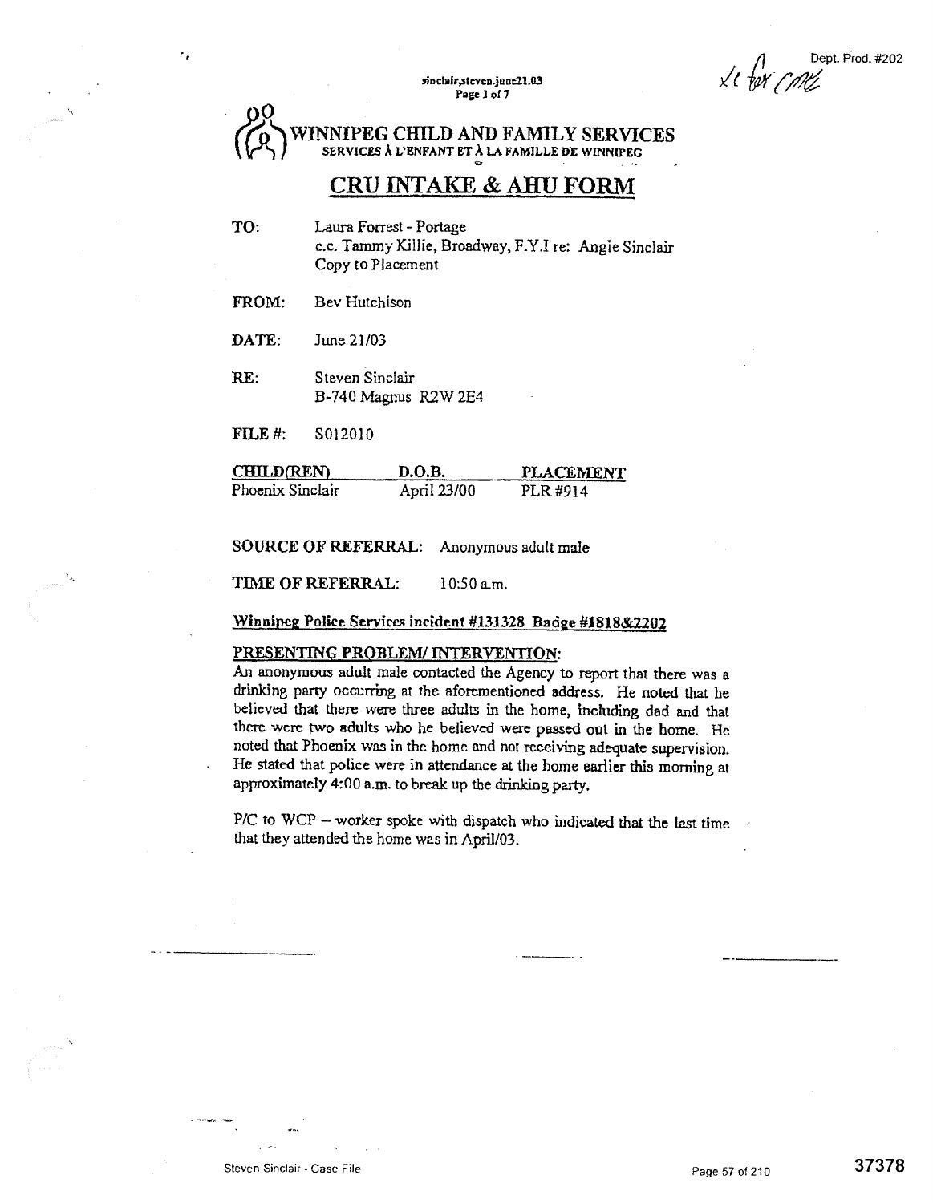# WINNIPEG CHILD AND FAMILY SERVICES

SERVICES À L'ENFANT ET À LA FAMILLE DE WINNIPEG

## CRU INTAKE & AHU FORM

**TO:** Laura Forrest - Portage
c.c. Tammy Killie, Broadway, F.Y.I re: Angie Sinclair
Copy to Placement

**FROM:** Bev Hutchison

**DATE:** June 21/03

**RE:** Steven Sinclair
B-740 Magnus R2W 2E4

**FILE #:** S012010

| CHILD(REN) | D.O.B. | PLACEMENT |
|---|---|---|
| Phoenix Sinclair | April 23/00 | PLR #914 |

**SOURCE OF REFERRAL:** Anonymous adult male

**TIME OF REFERRAL:** 10:50 a.m.

**Winnipeg Police Services incident #131328 Badge #1818&2202**

**PRESENTING PROBLEM/ INTERVENTION:**

An anonymous adult male contacted the Agency to report that there was a drinking party occurring at the aforementioned address. He noted that he believed that there were three adults in the home, including dad and that there were two adults who he believed were passed out in the home. He noted that Phoenix was in the home and not receiving adequate supervision. He stated that police were in attendance at the home earlier this morning at approximately 4:00 a.m. to break up the drinking party.

P/C to WCP – worker spoke with dispatch who indicated that the last time that they attended the home was in April/03.